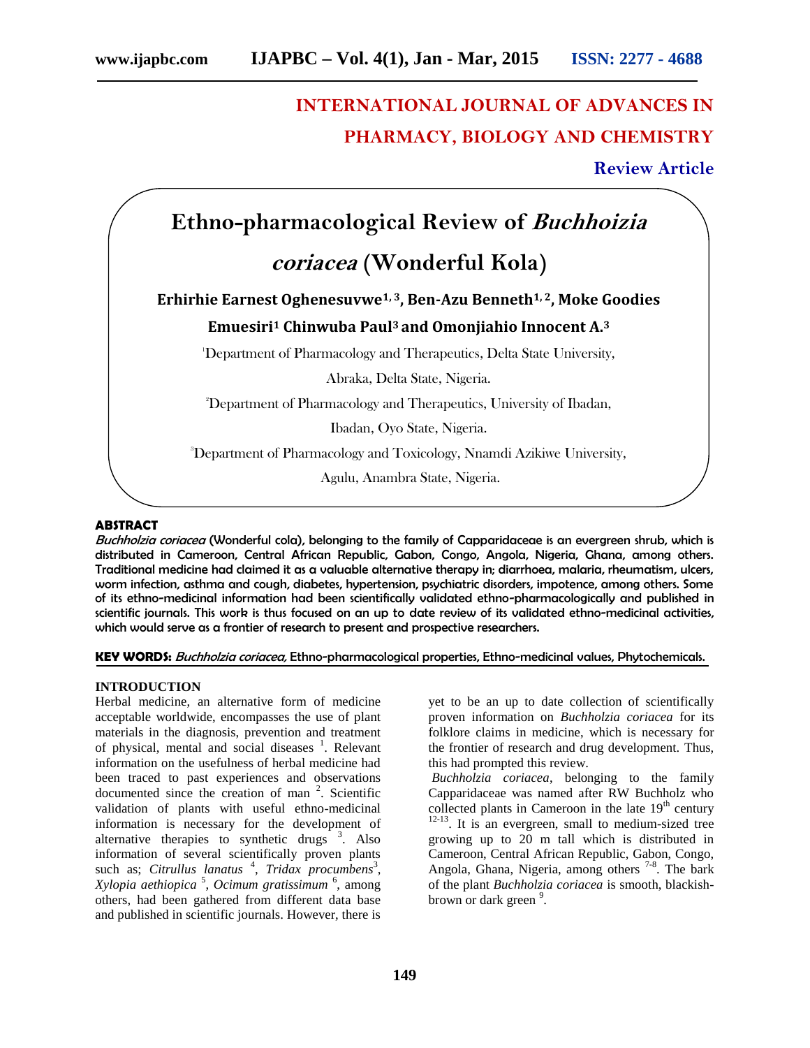INTERNATIONAL JOURNAL OF ADVANCES IN PHARMACY, BIOLOGY AND CHEMISTRY

**Review Article**

# Ethno-pharmacological Review of *Buchhoizia coriacea* (Wonderful Kola)

**Erhirhie Earnest Oghenesuvwe[1, 3], Ben-Azu Benneth[1, 2], Moke Goodies Emuesiri[1] Chinwuba Paul[3] and Omonjiahio Innocent A.[3]**

[1]Department of Pharmacology and Therapeutics, Delta State University, Abraka, Delta State, Nigeria.

[2]Department of Pharmacology and Therapeutics, University of Ibadan, Ibadan, Oyo State, Nigeria.

[3]Department of Pharmacology and Toxicology, Nnamdi Azikiwe University, Agulu, Anambra State, Nigeria.

## ABSTRACT

*Buchholzia coriacea* (Wonderful cola), belonging to the family of Capparidaceae is an evergreen shrub, which is distributed in Cameroon, Central African Republic, Gabon, Congo, Angola, Nigeria, Ghana, among others. Traditional medicine had claimed it as a valuable alternative therapy in; diarrhoea, malaria, rheumatism, ulcers, worm infection, asthma and cough, diabetes, hypertension, psychiatric disorders, impotence, among others. Some of its ethno-medicinal information had been scientifically validated ethno-pharmacologically and published in scientific journals. This work is thus focused on an up to date review of its validated ethno-medicinal activities, which would serve as a frontier of research to present and prospective researchers.

**KEY WORDS:** *Buchholzia coriacea,* Ethno-pharmacological properties, Ethno-medicinal values, Phytochemicals.

## INTRODUCTION

Herbal medicine, an alternative form of medicine acceptable worldwide, encompasses the use of plant materials in the diagnosis, prevention and treatment of physical, mental and social diseases [1]. Relevant information on the usefulness of herbal medicine had been traced to past experiences and observations documented since the creation of man [2]. Scientific validation of plants with useful ethno-medicinal information is necessary for the development of alternative therapies to synthetic drugs [3]. Also information of several scientifically proven plants such as; *Citrullus lanatus* [4], *Tridax procumbens*[3], *Xylopia aethiopica* [5], *Ocimum gratissimum* [6], among others, had been gathered from different data base and published in scientific journals. However, there is yet to be an up to date collection of scientifically proven information on *Buchholzia coriacea* for its folklore claims in medicine, which is necessary for the frontier of research and drug development. Thus, this had prompted this review.

*Buchholzia coriacea*, belonging to the family Capparidaceae was named after RW Buchholz who collected plants in Cameroon in the late 19th century [12-13]. It is an evergreen, small to medium-sized tree growing up to 20 m tall which is distributed in Cameroon, Central African Republic, Gabon, Congo, Angola, Ghana, Nigeria, among others [7-8]. The bark of the plant *Buchholzia coriacea* is smooth, blackish-brown or dark green [9].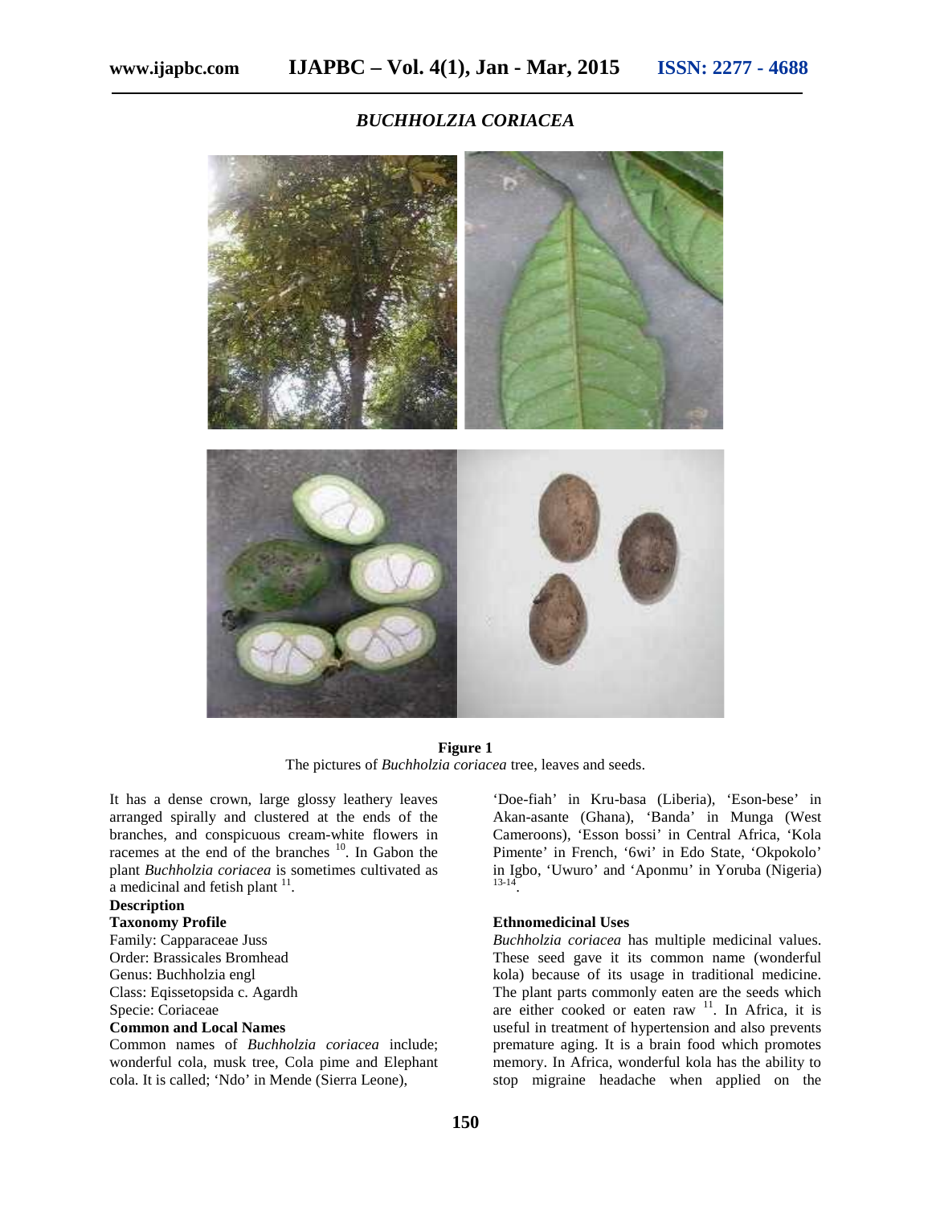## *BUCHHOLZIA CORIACEA*

**Figure 1**
The pictures of *Buchholzia coriacea* tree, leaves and seeds.

It has a dense crown, large glossy leathery leaves arranged spirally and clustered at the ends of the branches, and conspicuous cream-white flowers in racemes at the end of the branches [10]. In Gabon the plant *Buchholzia coriacea* is sometimes cultivated as a medicinal and fetish plant [11].

### Description

#### Taxonomy Profile

Family: Capparaceae Juss
Order: Brassicales Bromhead
Genus: Buchholzia engl
Class: Eqissetopsida c. Agardh
Specie: Coriaceae

#### Common and Local Names

Common names of *Buchholzia coriacea* include; wonderful cola, musk tree, Cola pime and Elephant cola. It is called; 'Ndo' in Mende (Sierra Leone), 'Doe-fiah' in Kru-basa (Liberia), 'Eson-bese' in Akan-asante (Ghana), 'Banda' in Munga (West Cameroons), 'Esson bossi' in Central Africa, 'Kola Pimente' in French, '6wi' in Edo State, 'Okpokolo' in Igbo, 'Uwuro' and 'Aponmu' in Yoruba (Nigeria) [13-14].

#### Ethnomedicinal Uses

*Buchholzia coriacea* has multiple medicinal values. These seed gave it its common name (wonderful kola) because of its usage in traditional medicine. The plant parts commonly eaten are the seeds which are either cooked or eaten raw [11]. In Africa, it is useful in treatment of hypertension and also prevents premature aging. It is a brain food which promotes memory. In Africa, wonderful kola has the ability to stop migraine headache when applied on the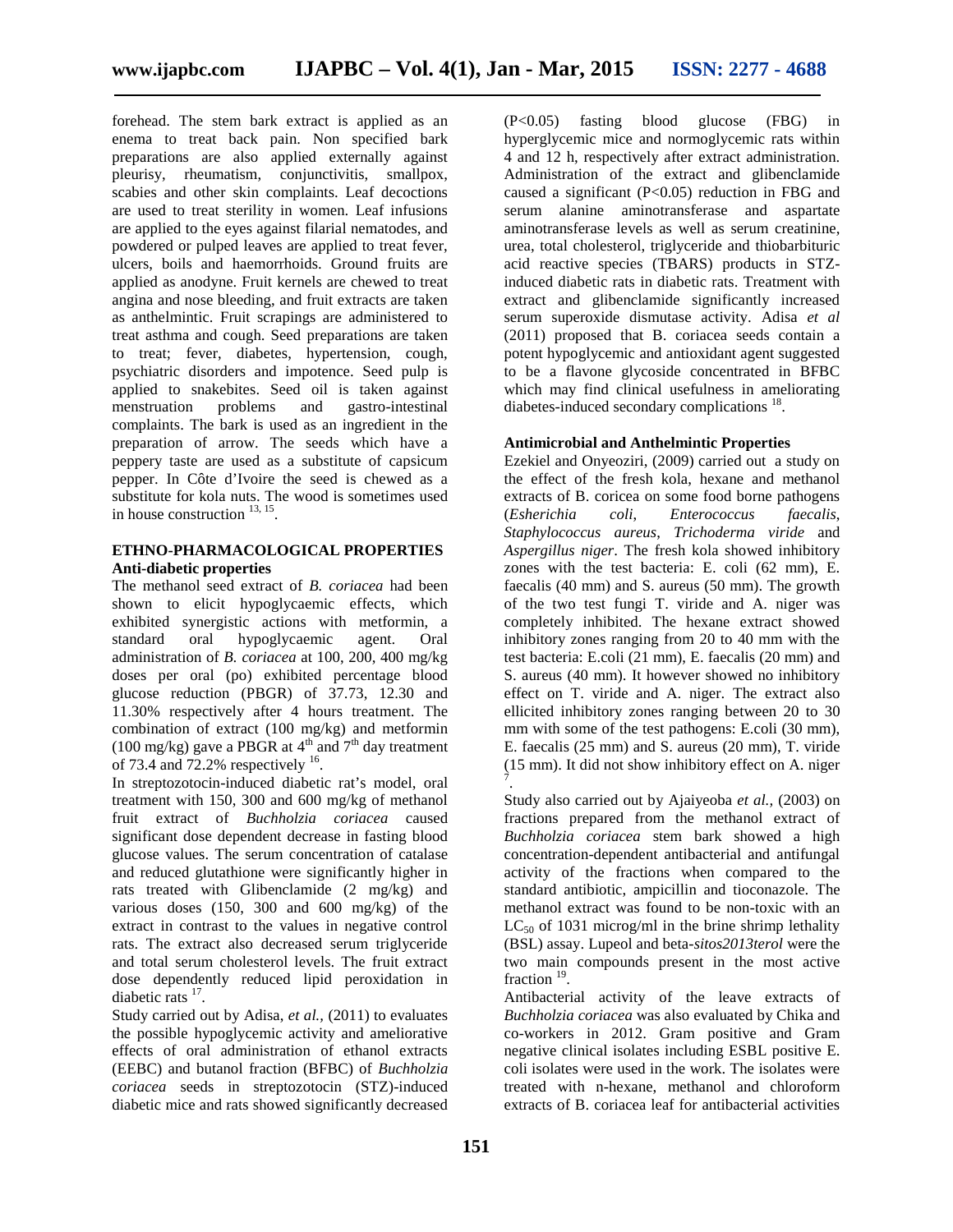forehead. The stem bark extract is applied as an enema to treat back pain. Non specified bark preparations are also applied externally against pleurisy, rheumatism, conjunctivitis, smallpox, scabies and other skin complaints. Leaf decoctions are used to treat sterility in women. Leaf infusions are applied to the eyes against filarial nematodes, and powdered or pulped leaves are applied to treat fever, ulcers, boils and haemorrhoids. Ground fruits are applied as anodyne. Fruit kernels are chewed to treat angina and nose bleeding, and fruit extracts are taken as anthelmintic. Fruit scrapings are administered to treat asthma and cough. Seed preparations are taken to treat; fever, diabetes, hypertension, cough, psychiatric disorders and impotence. Seed pulp is applied to snakebites. Seed oil is taken against menstruation problems and gastro-intestinal complaints. The bark is used as an ingredient in the preparation of arrow. The seeds which have a peppery taste are used as a substitute of capsicum pepper. In Côte d'Ivoire the seed is chewed as a substitute for kola nuts. The wood is sometimes used in house construction [13, 15].

## ETHNO-PHARMACOLOGICAL PROPERTIES

### Anti-diabetic properties

The methanol seed extract of *B. coriacea* had been shown to elicit hypoglycaemic effects, which exhibited synergistic actions with metformin, a standard oral hypoglycaemic agent. Oral administration of *B. coriacea* at 100, 200, 400 mg/kg doses per oral (po) exhibited percentage blood glucose reduction (PBGR) of 37.73, 12.30 and 11.30% respectively after 4 hours treatment. The combination of extract (100 mg/kg) and metformin (100 mg/kg) gave a PBGR at 4th and 7th day treatment of 73.4 and 72.2% respectively [16].

In streptozotocin-induced diabetic rat's model, oral treatment with 150, 300 and 600 mg/kg of methanol fruit extract of *Buchholzia coriacea* caused significant dose dependent decrease in fasting blood glucose values. The serum concentration of catalase and reduced glutathione were significantly higher in rats treated with Glibenclamide (2 mg/kg) and various doses (150, 300 and 600 mg/kg) of the extract in contrast to the values in negative control rats. The extract also decreased serum triglyceride and total serum cholesterol levels. The fruit extract dose dependently reduced lipid peroxidation in diabetic rats [17].

Study carried out by Adisa, *et al.,* (2011) to evaluates the possible hypoglycemic activity and ameliorative effects of oral administration of ethanol extracts (EEBC) and butanol fraction (BFBC) of *Buchholzia coriacea* seeds in streptozotocin (STZ)-induced diabetic mice and rats showed significantly decreased ($P<0.05$) fasting blood glucose (FBG) in hyperglycemic mice and normoglycemic rats within 4 and 12 h, respectively after extract administration. Administration of the extract and glibenclamide caused a significant ($P<0.05$) reduction in FBG and serum alanine aminotransferase and aspartate aminotransferase levels as well as serum creatinine, urea, total cholesterol, triglyceride and thiobarbituric acid reactive species (TBARS) products in STZ-induced diabetic rats in diabetic rats. Treatment with extract and glibenclamide significantly increased serum superoxide dismutase activity. Adisa *et al* (2011) proposed that B. coriacea seeds contain a potent hypoglycemic and antioxidant agent suggested to be a flavone glycoside concentrated in BFBC which may find clinical usefulness in ameliorating diabetes-induced secondary complications [18].

### Antimicrobial and Anthelmintic Properties

Ezekiel and Onyeoziri, (2009) carried out a study on the effect of the fresh kola, hexane and methanol extracts of B. coricea on some food borne pathogens (*Esherichia coli*, *Enterococcus faecalis*, *Staphylococcus aureus*, *Trichoderma viride* and *Aspergillus niger*. The fresh kola showed inhibitory zones with the test bacteria: E. coli (62 mm), E. faecalis (40 mm) and S. aureus (50 mm). The growth of the two test fungi T. viride and A. niger was completely inhibited. The hexane extract showed inhibitory zones ranging from 20 to 40 mm with the test bacteria: E.coli (21 mm), E. faecalis (20 mm) and S. aureus (40 mm). It however showed no inhibitory effect on T. viride and A. niger. The extract also ellicited inhibitory zones ranging between 20 to 30 mm with some of the test pathogens: E.coli (30 mm), E. faecalis (25 mm) and S. aureus (20 mm), T. viride (15 mm). It did not show inhibitory effect on A. niger [7].

Study also carried out by Ajaiyeoba *et al.,* (2003) on fractions prepared from the methanol extract of *Buchholzia coriacea* stem bark showed a high concentration-dependent antibacterial and antifungal activity of the fractions when compared to the standard antibiotic, ampicillin and tioconazole. The methanol extract was found to be non-toxic with an $LC_{50}$ of 1031 microg/ml in the brine shrimp lethality (BSL) assay. Lupeol and beta-*sitos2013terol* were the two main compounds present in the most active fraction [19].

Antibacterial activity of the leave extracts of *Buchholzia coriacea* was also evaluated by Chika and co-workers in 2012. Gram positive and Gram negative clinical isolates including ESBL positive E. coli isolates were used in the work. The isolates were treated with n-hexane, methanol and chloroform extracts of B. coriacea leaf for antibacterial activities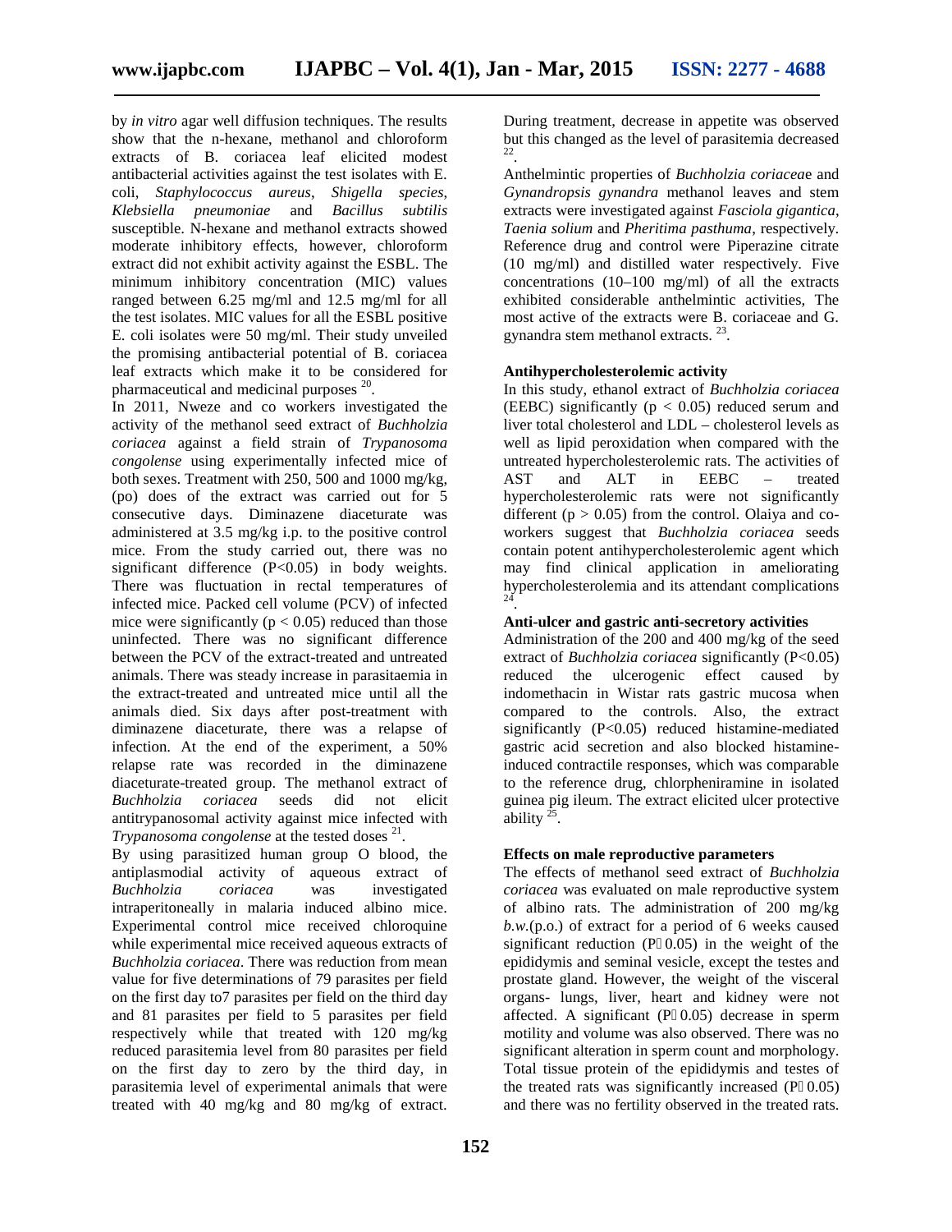by *in vitro* agar well diffusion techniques. The results show that the n-hexane, methanol and chloroform extracts of B. coriacea leaf elicited modest antibacterial activities against the test isolates with E. coli, *Staphylococcus aureus*, *Shigella species*, *Klebsiella pneumoniae* and *Bacillus subtilis* susceptible. N-hexane and methanol extracts showed moderate inhibitory effects, however, chloroform extract did not exhibit activity against the ESBL. The minimum inhibitory concentration (MIC) values ranged between 6.25 mg/ml and 12.5 mg/ml for all the test isolates. MIC values for all the ESBL positive E. coli isolates were 50 mg/ml. Their study unveiled the promising antibacterial potential of B. coriacea leaf extracts which make it to be considered for pharmaceutical and medicinal purposes [20].

In 2011, Nweze and co workers investigated the activity of the methanol seed extract of *Buchholzia coriacea* against a field strain of *Trypanosoma congolense* using experimentally infected mice of both sexes. Treatment with 250, 500 and 1000 mg/kg, (po) does of the extract was carried out for 5 consecutive days. Diminazene diaceturate was administered at 3.5 mg/kg i.p. to the positive control mice. From the study carried out, there was no significant difference ($P<0.05$) in body weights. There was fluctuation in rectal temperatures of infected mice. Packed cell volume (PCV) of infected mice were significantly ($p < 0.05$) reduced than those uninfected. There was no significant difference between the PCV of the extract-treated and untreated animals. There was steady increase in parasitaemia in the extract-treated and untreated mice until all the animals died. Six days after post-treatment with diminazene diaceturate, there was a relapse of infection. At the end of the experiment, a 50% relapse rate was recorded in the diminazene diaceturate-treated group. The methanol extract of *Buchholzia coriacea* seeds did not elicit antitrypanosomal activity against mice infected with *Trypanosoma congolense* at the tested doses [21].

By using parasitized human group O blood, the antiplasmodial activity of aqueous extract of *Buchholzia coriacea* was investigated intraperitoneally in malaria induced albino mice. Experimental control mice received chloroquine while experimental mice received aqueous extracts of *Buchholzia coriacea*. There was reduction from mean value for five determinations of 79 parasites per field on the first day to7 parasites per field on the third day and 81 parasites per field to 5 parasites per field respectively while that treated with 120 mg/kg reduced parasitemia level from 80 parasites per field on the first day to zero by the third day, in parasitemia level of experimental animals that were treated with 40 mg/kg and 80 mg/kg of extract. During treatment, decrease in appetite was observed but this changed as the level of parasitemia decreased [22].

Anthelmintic properties of *Buchholzia coriacea*e and *Gynandropsis gynandra* methanol leaves and stem extracts were investigated against *Fasciola gigantica*, *Taenia solium* and *Pheritima pasthuma*, respectively. Reference drug and control were Piperazine citrate (10 mg/ml) and distilled water respectively. Five concentrations (10–100 mg/ml) of all the extracts exhibited considerable anthelmintic activities, The most active of the extracts were B. coriaceae and G. gynandra stem methanol extracts. [23].

**Antihypercholesterolemic activity**

In this study, ethanol extract of *Buchholzia coriacea* (EEBC) significantly ($p < 0.05$) reduced serum and liver total cholesterol and LDL – cholesterol levels as well as lipid peroxidation when compared with the untreated hypercholesterolemic rats. The activities of AST and ALT in EEBC – treated hypercholesterolemic rats were not significantly different ($p > 0.05$) from the control. Olaiya and co-workers suggest that *Buchholzia coriacea* seeds contain potent antihypercholesterolemic agent which may find clinical application in ameliorating hypercholesterolemia and its attendant complications [24].

**Anti-ulcer and gastric anti-secretory activities**

Administration of the 200 and 400 mg/kg of the seed extract of *Buchholzia coriacea* significantly ($P<0.05$) reduced the ulcerogenic effect caused by indomethacin in Wistar rats gastric mucosa when compared to the controls. Also, the extract significantly ($P<0.05$) reduced histamine-mediated gastric acid secretion and also blocked histamine-induced contractile responses, which was comparable to the reference drug, chlorpheniramine in isolated guinea pig ileum. The extract elicited ulcer protective ability [25].

**Effects on male reproductive parameters**

The effects of methanol seed extract of *Buchholzia coriacea* was evaluated on male reproductive system of albino rats. The administration of 200 mg/kg *b.w.*(p.o.) of extract for a period of 6 weeks caused significant reduction (P 0.05) in the weight of the epididymis and seminal vesicle, except the testes and prostate gland. However, the weight of the visceral organs- lungs, liver, heart and kidney were not affected. A significant (P 0.05) decrease in sperm motility and volume was also observed. There was no significant alteration in sperm count and morphology. Total tissue protein of the epididymis and testes of the treated rats was significantly increased (P 0.05) and there was no fertility observed in the treated rats.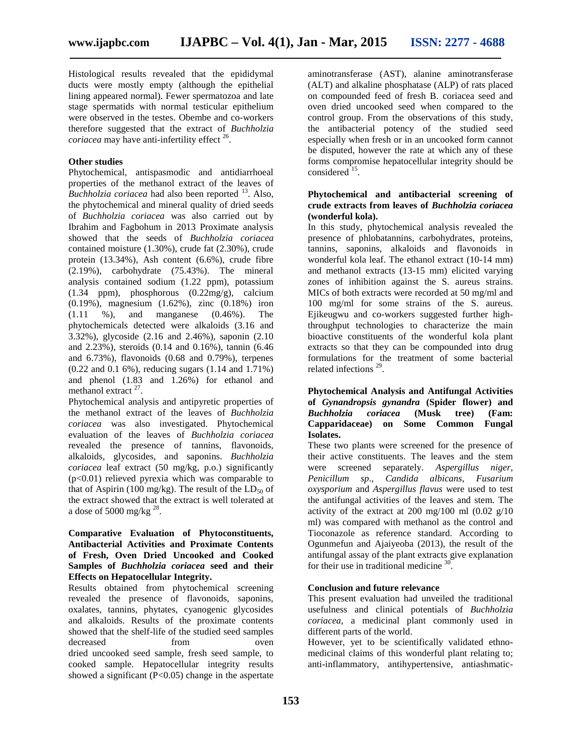Histological results revealed that the epididymal ducts were mostly empty (although the epithelial lining appeared normal). Fewer spermatozoa and late stage spermatids with normal testicular epithelium were observed in the testes. Obembe and co-workers therefore suggested that the extract of *Buchholzia coriacea* may have anti-infertility effect [26].

**Other studies**

Phytochemical, antispasmodic and antidiarrhoeal properties of the methanol extract of the leaves of *Buchholzia coriacea* had also been reported [13]. Also, the phytochemical and mineral quality of dried seeds of *Buchholzia coriacea* was also carried out by Ibrahim and Fagbohum in 2013 Proximate analysis showed that the seeds of *Buchholzia coriacea* contained moisture (1.30%), crude fat (2.30%), crude protein (13.34%), Ash content (6.6%), crude fibre (2.19%), carbohydrate (75.43%). The mineral analysis contained sodium (1.22 ppm), potassium (1.34 ppm), phosphorous (0.22mg/g), calcium (0.19%), magnesium (1.62%), zinc (0.18%) iron (1.11 %), and manganese (0.46%). The phytochemicals detected were alkaloids (3.16 and 3.32%), glycoside (2.16 and 2.46%), saponin (2.10 and 2.23%), steroids (0.14 and 0.16%), tannin (6.46 and 6.73%), flavonoids (0.68 and 0.79%), terpenes (0.22 and 0.1 6%), reducing sugars (1.14 and 1.71%) and phenol (1.83 and 1.26%) for ethanol and methanol extract [27].

Phytochemical analysis and antipyretic properties of the methanol extract of the leaves of *Buchholzia coriacea* was also investigated. Phytochemical evaluation of the leaves of *Buchholzia coriacea* revealed the presence of tannins, flavonoids, alkaloids, glycosides, and saponins. *Buchholzia coriacea* leaf extract (50 mg/kg, p.o.) significantly ($p<0.01$) relieved pyrexia which was comparable to that of Aspirin (100 mg/kg). The result of the $LD_{50}$ of the extract showed that the extract is well tolerated at a dose of 5000 mg/kg [28].

**Comparative Evaluation of Phytoconstituents, Antibacterial Activities and Proximate Contents of Fresh, Oven Dried Uncooked and Cooked Samples of *Buchholzia coriacea* seed and their Effects on Hepatocellular Integrity.**

Results obtained from phytochemical screening revealed the presence of flavonoids, saponins, oxalates, tannins, phytates, cyanogenic glycosides and alkaloids. Results of the proximate contents showed that the shelf-life of the studied seed samples decreased from oven dried uncooked seed sample, fresh seed sample, to cooked sample. Hepatocellular integrity results showed a significant ($P<0.05$) change in the aspertate aminotransferase (AST), alanine aminotransferase (ALT) and alkaline phosphatase (ALP) of rats placed on compounded feed of fresh B. coriacea seed and oven dried uncooked seed when compared to the control group. From the observations of this study, the antibacterial potency of the studied seed especially when fresh or in an uncooked form cannot be disputed, however the rate at which any of these forms compromise hepatocellular integrity should be considered [15].

**Phytochemical and antibacterial screening of crude extracts from leaves of *Buchholzia coriacea* (wonderful kola).**

In this study, phytochemical analysis revealed the presence of phlobatannins, carbohydrates, proteins, tannins, saponins, alkaloids and flavonoids in wonderful kola leaf. The ethanol extract (10-14 mm) and methanol extracts (13-15 mm) elicited varying zones of inhibition against the S. aureus strains. MICs of both extracts were recorded at 50 mg/ml and 100 mg/ml for some strains of the S. aureus. Ejikeugwu and co-workers suggested further high-throughput technologies to characterize the main bioactive constituents of the wonderful kola plant extracts so that they can be compounded into drug formulations for the treatment of some bacterial related infections [29].

**Phytochemical Analysis and Antifungal Activities of *Gynandropsis gynandra* (Spider flower) and *Buchholzia coriacea* (Musk tree) (Fam: Capparidaceae) on Some Common Fungal Isolates.**

These two plants were screened for the presence of their active constituents. The leaves and the stem were screened separately. *Aspergillus niger*, *Penicillum sp*., *Candida albicans*, *Fusarium oxysporium* and *Aspergillus flavus* were used to test the antifungal activities of the leaves and stem. The activity of the extract at 200 mg/100 ml (0.02 g/10 ml) was compared with methanol as the control and Tioconazole as reference standard. According to Ogunmefun and Ajaiyeoba (2013), the result of the antifungal assay of the plant extracts give explanation for their use in traditional medicine [30].

**Conclusion and future relevance**

This present evaluation had unveiled the traditional usefulness and clinical potentials of *Buchholzia coriacea*, a medicinal plant commonly used in different parts of the world.

However, yet to be scientifically validated ethno-medicinal claims of this wonderful plant relating to; anti-inflammatory, antihypertensive, antiashmatic-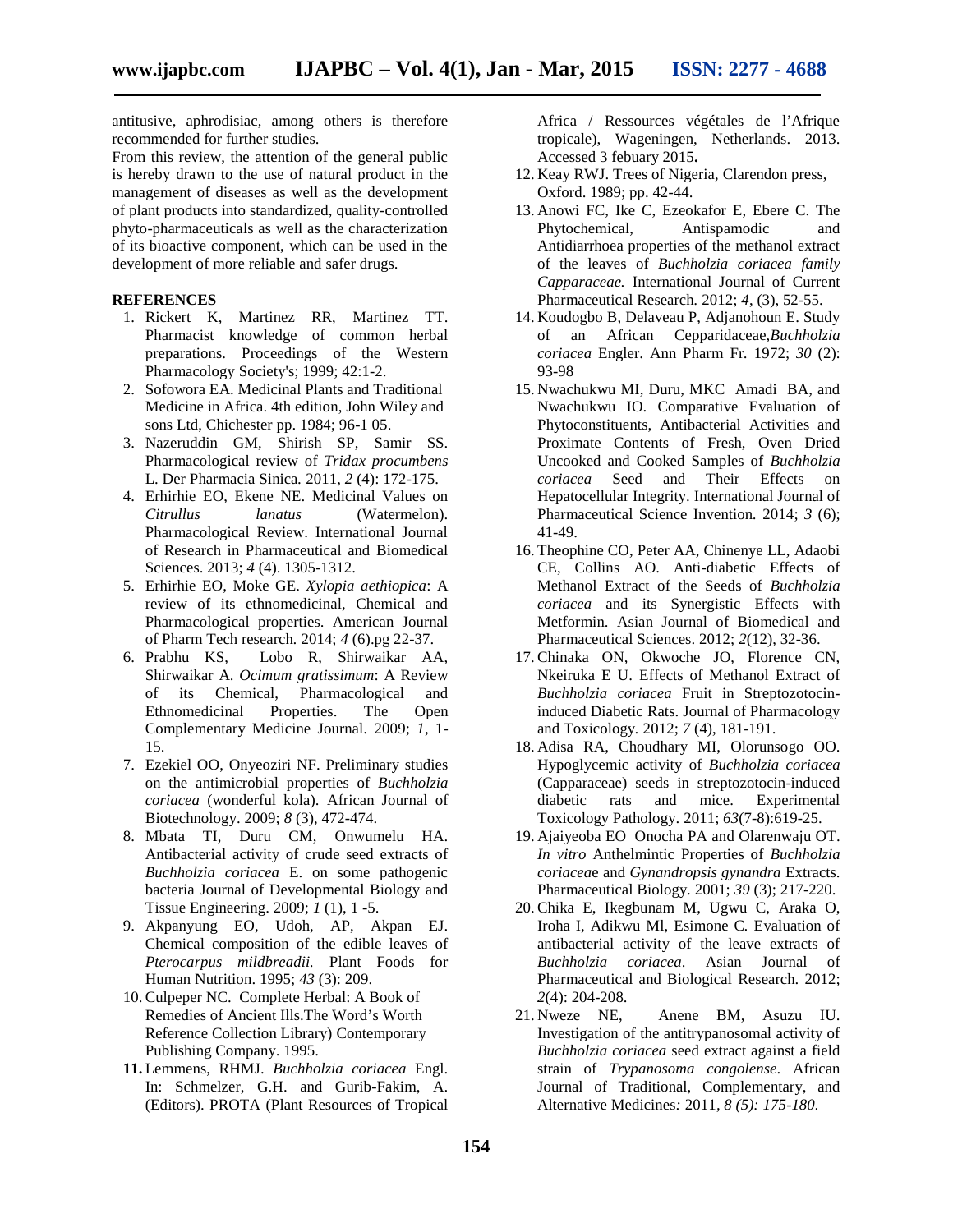antitusive, aphrodisiac, among others is therefore recommended for further studies.

From this review, the attention of the general public is hereby drawn to the use of natural product in the management of diseases as well as the development of plant products into standardized, quality-controlled phyto-pharmaceuticals as well as the characterization of its bioactive component, which can be used in the development of more reliable and safer drugs.

**REFERENCES**

1. Rickert K, Martinez RR, Martinez TT. Pharmacist knowledge of common herbal preparations. Proceedings of the Western Pharmacology Society's; 1999; 42:1-2.
2. Sofowora EA. Medicinal Plants and Traditional Medicine in Africa. 4th edition, John Wiley and sons Ltd, Chichester pp. 1984; 96-1 05.
3. Nazeruddin GM, Shirish SP, Samir SS. Pharmacological review of *Tridax procumbens* L. Der Pharmacia Sinica. 2011, *2* (4): 172-175.
4. Erhirhie EO, Ekene NE. Medicinal Values on *Citrullus lanatus* (Watermelon). Pharmacological Review. International Journal of Research in Pharmaceutical and Biomedical Sciences. 2013; *4* (4). 1305-1312.
5. Erhirhie EO, Moke GE. *Xylopia aethiopica*: A review of its ethnomedicinal, Chemical and Pharmacological properties. American Journal of Pharm Tech research. 2014; *4* (6).pg 22-37.
6. Prabhu KS, Lobo R, Shirwaikar AA, Shirwaikar A. *Ocimum gratissimum*: A Review of its Chemical, Pharmacological and Ethnomedicinal Properties. The Open Complementary Medicine Journal. 2009; *1*, 1-15.
7. Ezekiel OO, Onyeoziri NF. Preliminary studies on the antimicrobial properties of *Buchholzia coriacea* (wonderful kola). African Journal of Biotechnology. 2009; *8* (3), 472-474.
8. Mbata TI, Duru CM, Onwumelu HA. Antibacterial activity of crude seed extracts of *Buchholzia coriacea* E. on some pathogenic bacteria Journal of Developmental Biology and Tissue Engineering. 2009; *1* (1), 1 -5.
9. Akpanyung EO, Udoh, AP, Akpan EJ. Chemical composition of the edible leaves of *Pterocarpus mildbreadii.* Plant Foods for Human Nutrition. 1995; *43* (3): 209.
10. Culpeper NC. Complete Herbal: A Book of Remedies of Ancient Ills.The Word's Worth Reference Collection Library) Contemporary Publishing Company. 1995.
11. Lemmens, RHMJ. *Buchholzia coriacea* Engl. In: Schmelzer, G.H. and Gurib-Fakim, A. (Editors). PROTA (Plant Resources of Tropical Africa / Ressources végétales de l'Afrique tropicale), Wageningen, Netherlands. 2013. Accessed 3 febuary 2015**.**
12. Keay RWJ. Trees of Nigeria, Clarendon press, Oxford. 1989; pp. 42-44.
13. Anowi FC, Ike C, Ezeokafor E, Ebere C. The Phytochemical, Antispamodic and Antidiarrhoea properties of the methanol extract of the leaves of *Buchholzia coriacea family Capparaceae.* International Journal of Current Pharmaceutical Research. 2012; *4*, (3), 52-55.
14. Koudogbo B, Delaveau P, Adjanohoun E. Study of an African Cepparidaceae,*Buchholzia coriacea* Engler. Ann Pharm Fr. 1972; *30* (2): 93-98
15. Nwachukwu MI, Duru, MKC Amadi BA, and Nwachukwu IO. Comparative Evaluation of Phytoconstituents, Antibacterial Activities and Proximate Contents of Fresh, Oven Dried Uncooked and Cooked Samples of *Buchholzia coriacea* Seed and Their Effects on Hepatocellular Integrity. International Journal of Pharmaceutical Science Invention*.* 2014; *3* (6); 41-49.
16. Theophine CO, Peter AA, Chinenye LL, Adaobi CE, Collins AO. Anti-diabetic Effects of Methanol Extract of the Seeds of *Buchholzia coriacea* and its Synergistic Effects with Metformin. Asian Journal of Biomedical and Pharmaceutical Sciences. 2012; *2*(12), 32-36.
17. Chinaka ON, Okwoche JO, Florence CN, Nkeiruka E U. Effects of Methanol Extract of *Buchholzia coriacea* Fruit in Streptozotocin-induced Diabetic Rats. Journal of Pharmacology and Toxicology. 2012; *7* (4), 181-191.
18. Adisa RA, Choudhary MI, Olorunsogo OO. Hypoglycemic activity of *Buchholzia coriacea* (Capparaceae) seeds in streptozotocin-induced diabetic rats and mice. Experimental Toxicology Pathology. 2011; *63*(7-8):619-25.
19. Ajaiyeoba EO Onocha PA and Olarenwaju OT. *In vitro* Anthelmintic Properties of *Buchholzia coriacea*e and *Gynandropsis gynandra* Extracts. Pharmaceutical Biology. 2001; *39* (3); 217-220.
20. Chika E, Ikegbunam M, Ugwu C, Araka O, Iroha I, Adikwu Ml, Esimone C. Evaluation of antibacterial activity of the leave extracts of *Buchholzia coriacea*. Asian Journal of Pharmaceutical and Biological Research. 2012; *2*(4): 204-208.
21. Nweze NE, Anene BM, Asuzu IU. Investigation of the antitrypanosomal activity of *Buchholzia coriacea* seed extract against a field strain of *Trypanosoma congolense*. African Journal of Traditional, Complementary, and Alternative Medicines*:* 2011, *8 (5): 175-180*.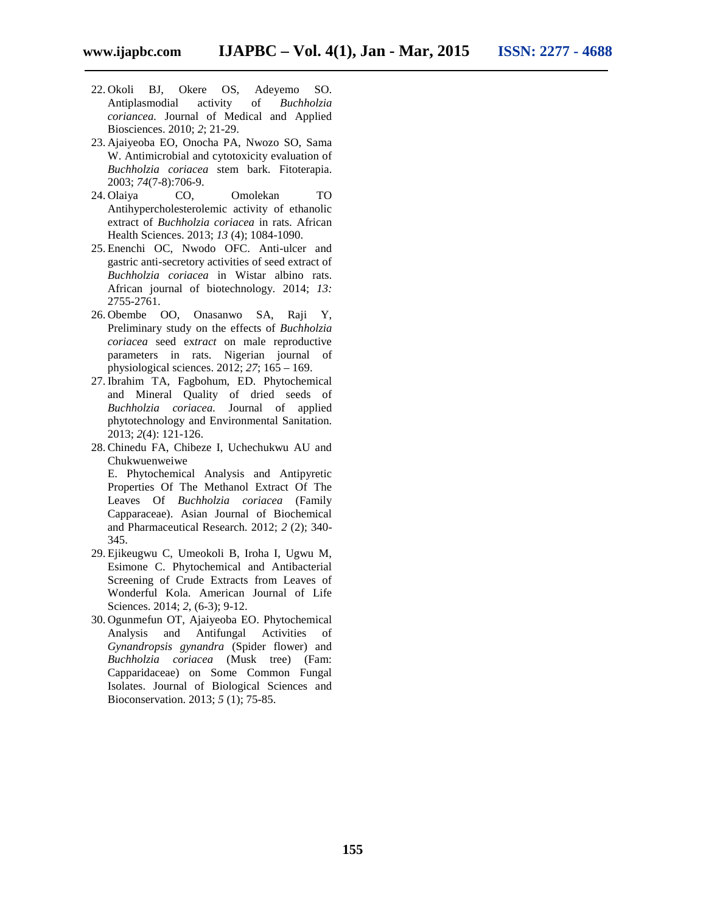22. Okoli BJ, Okere OS, Adeyemo SO. Antiplasmodial activity of *Buchholzia coriancea.* Journal of Medical and Applied Biosciences. 2010; *2*; 21-29.
23. Ajaiyeoba EO, Onocha PA, Nwozo SO, Sama W. Antimicrobial and cytotoxicity evaluation of *Buchholzia coriacea* stem bark. Fitoterapia. 2003; *74*(7-8):706-9.
24. Olaiya CO, Omolekan TO Antihypercholesterolemic activity of ethanolic extract of *Buchholzia coriacea* in rats. African Health Sciences. 2013; *13* (4); 1084-1090.
25. Enenchi OC, Nwodo OFC. Anti-ulcer and gastric anti-secretory activities of seed extract of *Buchholzia coriacea* in Wistar albino rats. African journal of biotechnology. 2014; *13:* 2755-2761.
26. Obembe OO, Onasanwo SA, Raji Y, Preliminary study on the effects of *Buchholzia coriacea* seed ex*tract* on male reproductive parameters in rats. Nigerian journal of physiological sciences. 2012; *27*; 165 – 169.
27. Ibrahim TA, Fagbohum, ED. Phytochemical and Mineral Quality of dried seeds of *Buchholzia coriacea.* Journal of applied phytotechnology and Environmental Sanitation. 2013; *2*(4): 121-126.
28. Chinedu FA, Chibeze I, Uchechukwu AU and Chukwuenweiwe E. Phytochemical Analysis and Antipyretic Properties Of The Methanol Extract Of The Leaves Of *Buchholzia coriacea* (Family Capparaceae). Asian Journal of Biochemical and Pharmaceutical Research. 2012; *2* (2); 340-345.
29. Ejikeugwu C, Umeokoli B, Iroha I, Ugwu M, Esimone C. Phytochemical and Antibacterial Screening of Crude Extracts from Leaves of Wonderful Kola. American Journal of Life Sciences. 2014; *2*, (6-3); 9-12.
30. Ogunmefun OT, Ajaiyeoba EO. Phytochemical Analysis and Antifungal Activities of *Gynandropsis gynandra* (Spider flower) and *Buchholzia coriacea* (Musk tree) (Fam: Capparidaceae) on Some Common Fungal Isolates. Journal of Biological Sciences and Bioconservation. 2013; *5* (1); 75-85.